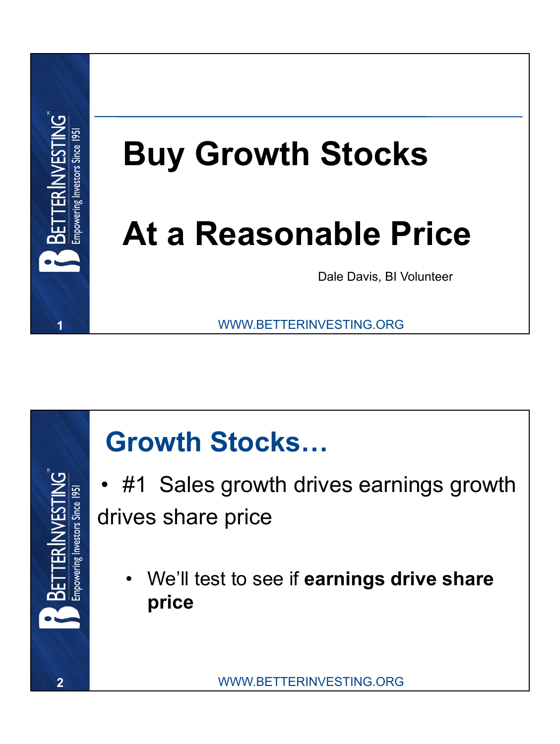# Buy Growth Stocks

# At a Reasonable Price

Dale Davis, BI Volunteer

## Growth Stocks…

- #1 Sales growth drives earnings growth drives share price
  - We'll test to see if **earnings drive share price**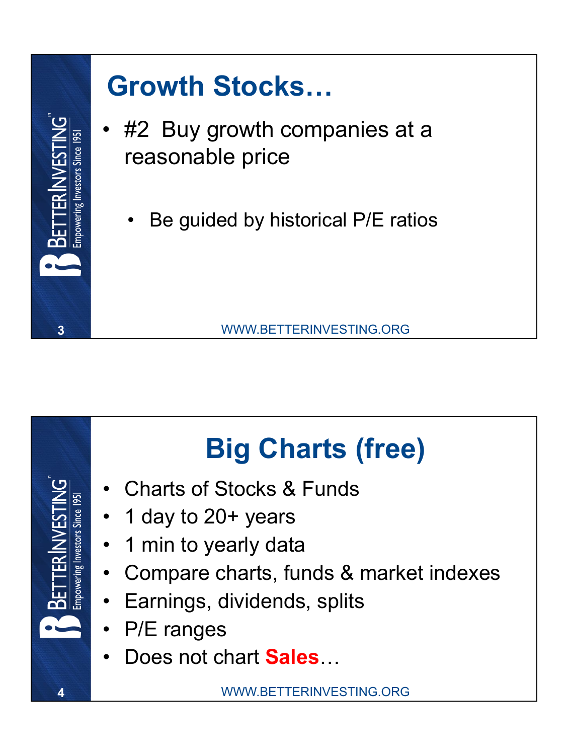## Growth Stocks…

- #2 Buy growth companies at a reasonable price
  - Be guided by historical P/E ratios

## Big Charts (free)

- Charts of Stocks & Funds
- 1 day to 20+ years
- 1 min to yearly data
- Compare charts, funds & market indexes
- Earnings, dividends, splits
- P/E ranges
- Does not chart **Sales**…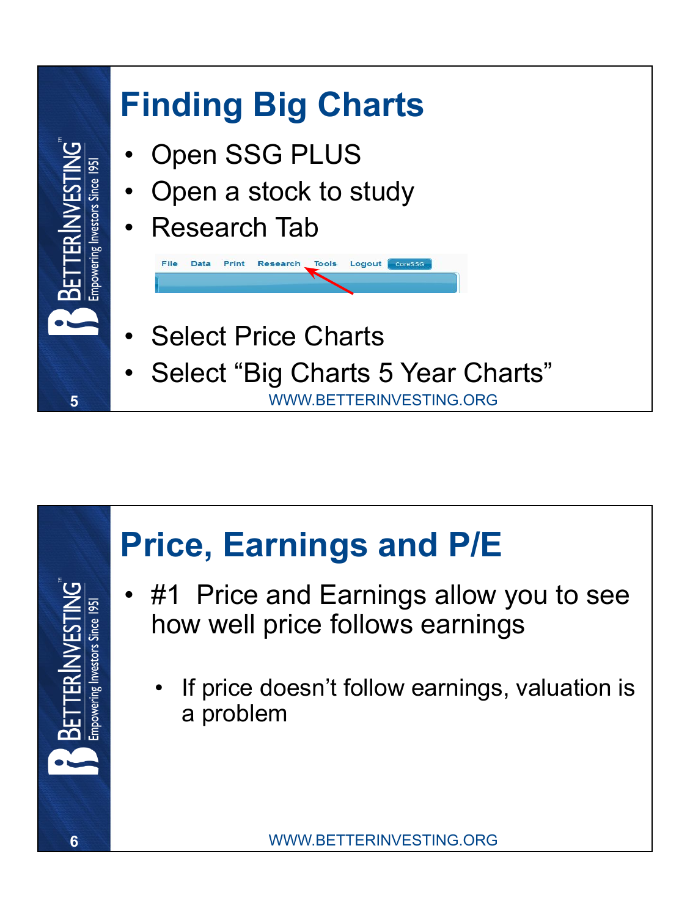## Finding Big Charts

- Open SSG PLUS
- Open a stock to study
- Research Tab

File Data Print Research Tools Logout CoreSSG

- Select Price Charts
- Select "Big Charts 5 Year Charts"

WWW.BETTERINVESTING.ORG

## Price, Earnings and P/E

- #1 Price and Earnings allow you to see how well price follows earnings
  - If price doesn't follow earnings, valuation is a problem

WWW.BETTERINVESTING.ORG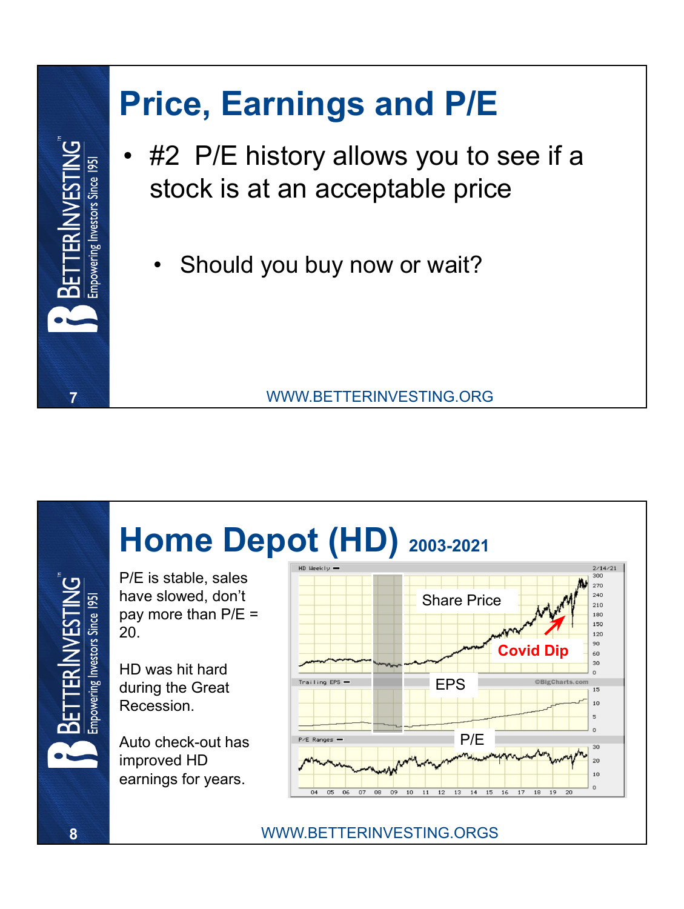# Price, Earnings and P/E

- #2 P/E history allows you to see if a stock is at an acceptable price
  - Should you buy now or wait?

WWW.BETTERINVESTING.ORG

# Home Depot (HD) 2003-2021

P/E is stable, sales have slowed, don't pay more than P/E = 20.

HD was hit hard during the Great Recession.

Auto check-out has improved HD earnings for years.

Share Price

Covid Dip

EPS

P/E

WWW.BETTERINVESTING.ORGS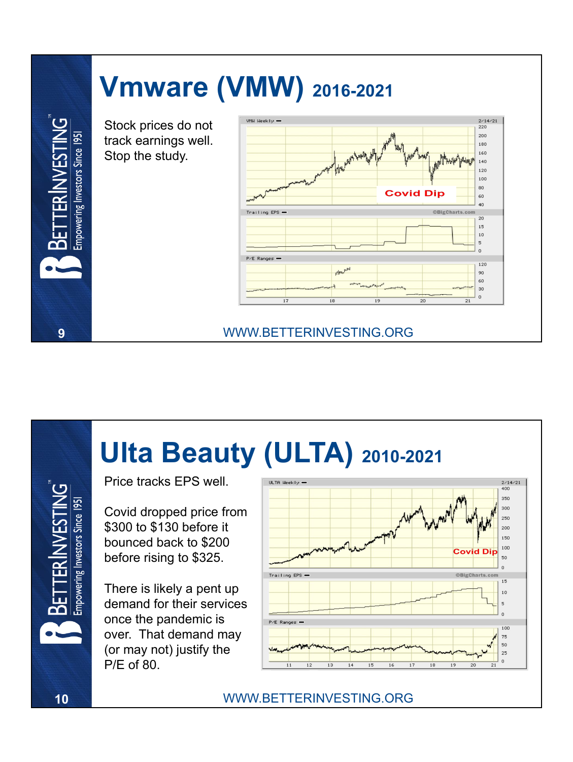# Vmware (VMW) 2016-2021

Stock prices do not track earnings well. Stop the study.

# Ulta Beauty (ULTA) 2010-2021

Price tracks EPS well.

Covid dropped price from $300 to $130 before it bounced back to $200 before rising to $325.

There is likely a pent up demand for their services once the pandemic is over. That demand may (or may not) justify the P/E of 80.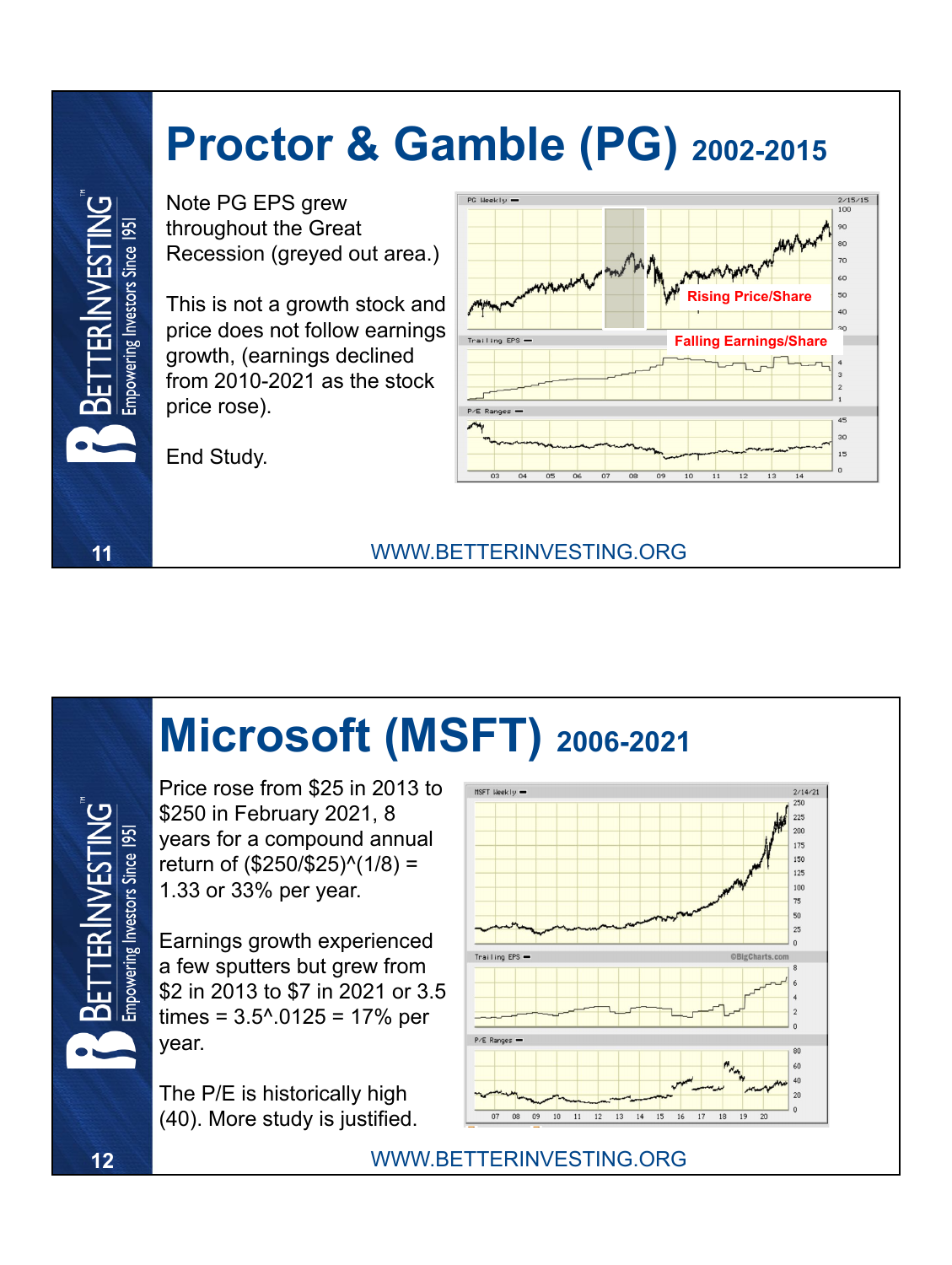# Proctor & Gamble (PG) 2002-2015

Note PG EPS grew throughout the Great Recession (greyed out area.)

This is not a growth stock and price does not follow earnings growth, (earnings declined from 2010-2021 as the stock price rose).

End Study.

# Microsoft (MSFT) 2006-2021

Price rose from $25 in 2013 to $250 in February 2021, 8 years for a compound annual return of ($250/$25)^(1/8) = 1.33 or 33% per year.

Earnings growth experienced a few sputters but grew from $2 in 2013 to $7 in 2021 or 3.5 times = 3.5^.0125 = 17% per year.

The P/E is historically high (40). More study is justified.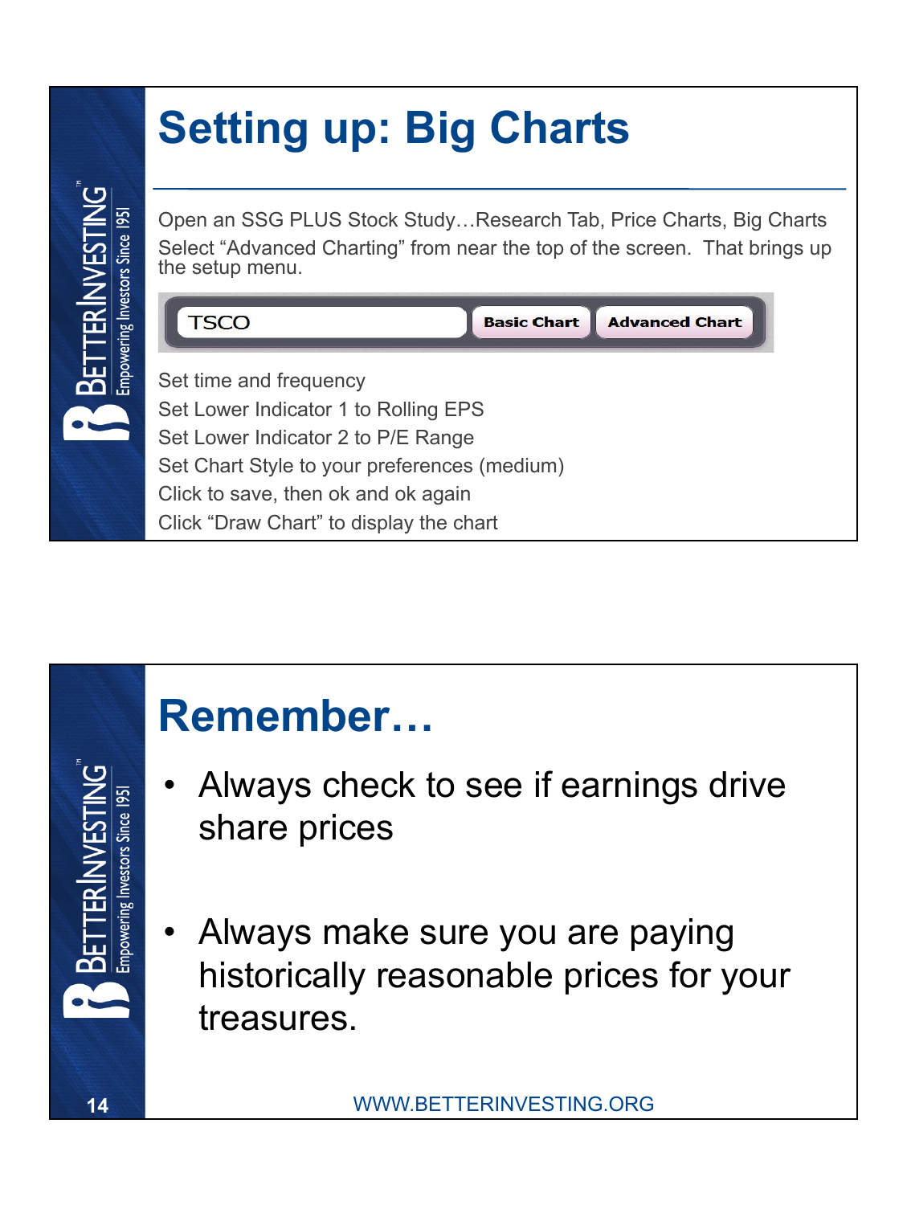# Setting up: Big Charts

Open an SSG PLUS Stock Study…Research Tab, Price Charts, Big Charts

Select "Advanced Charting" from near the top of the screen. That brings up the setup menu.

TSCO | Basic Chart | Advanced Chart

Set time and frequency

Set Lower Indicator 1 to Rolling EPS

Set Lower Indicator 2 to P/E Range

Set Chart Style to your preferences (medium)

Click to save, then ok and ok again

Click "Draw Chart" to display the chart

# Remember…

- Always check to see if earnings drive share prices
- Always make sure you are paying historically reasonable prices for your treasures.

WWW.BETTERINVESTING.ORG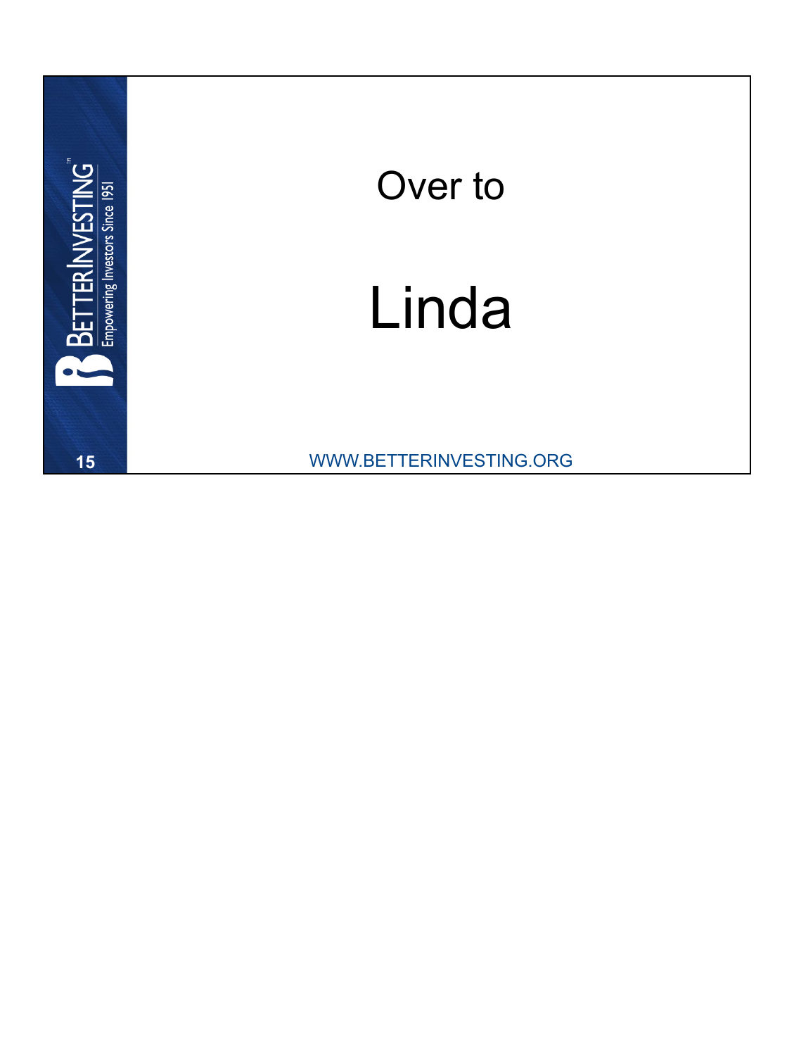Over to

# Linda

WWW.BETTERINVESTING.ORG